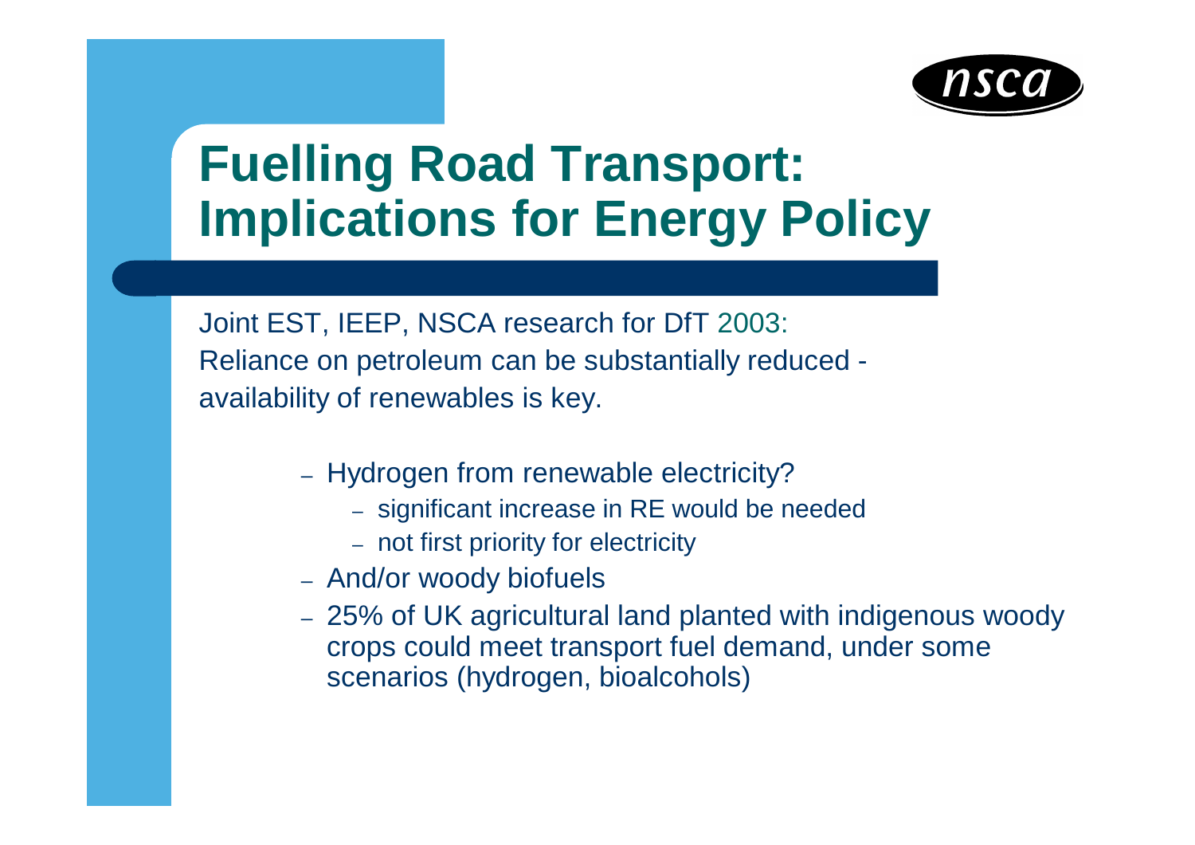# Fuelling Road Transport: Implications for Energy Policy

Joint EST, IEEP, NSCA research for DfT 2003:
Reliance on petroleum can be substantially reduced - availability of renewables is key.

- Hydrogen from renewable electricity?
  - significant increase in RE would be needed
  - not first priority for electricity
- And/or woody biofuels
- 25% of UK agricultural land planted with indigenous woody crops could meet transport fuel demand, under some scenarios (hydrogen, bioalcohols)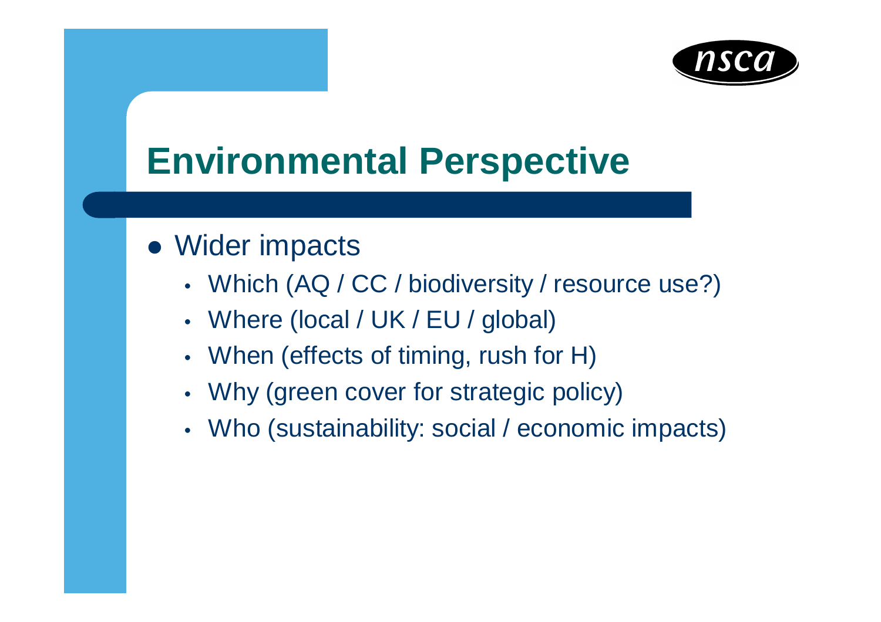# Environmental Perspective

- Wider impacts
  - Which (AQ / CC / biodiversity / resource use?)
  - Where (local / UK / EU / global)
  - When (effects of timing, rush for H)
  - Why (green cover for strategic policy)
  - Who (sustainability: social / economic impacts)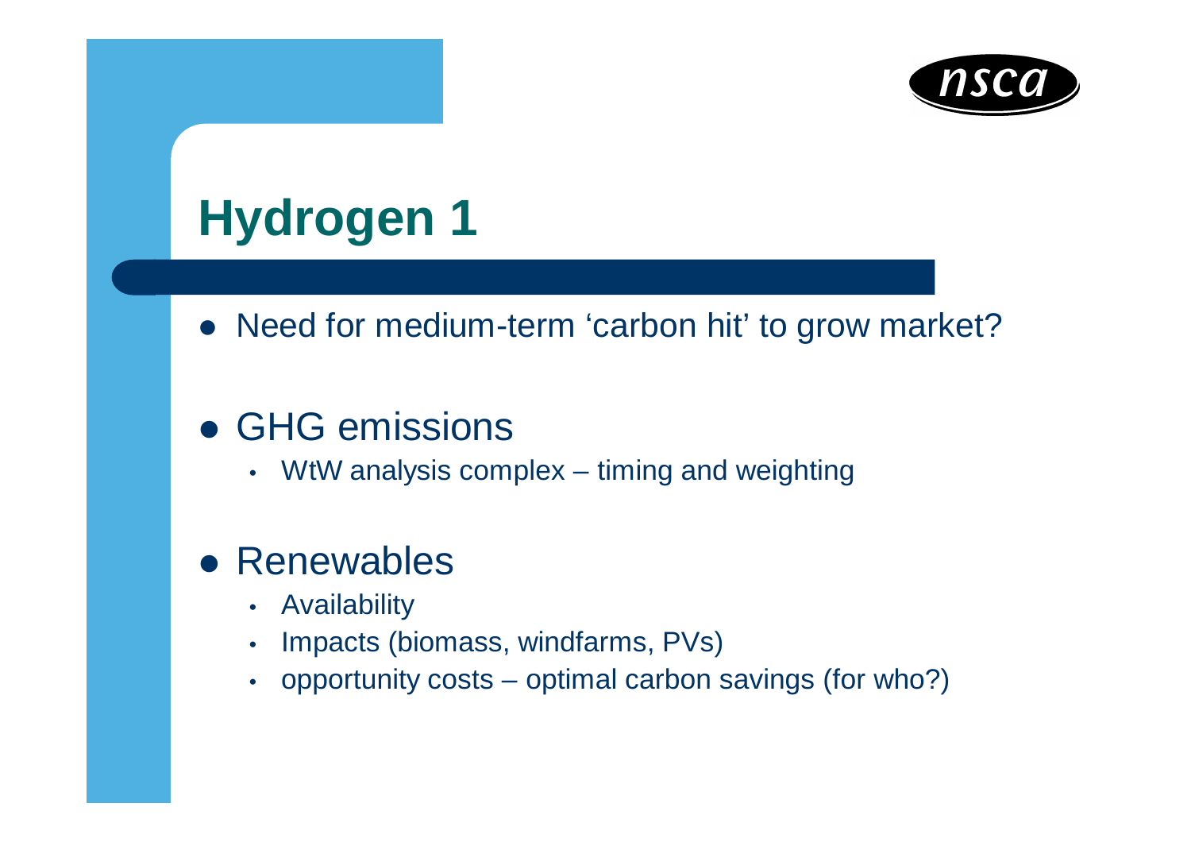# Hydrogen 1

- Need for medium-term 'carbon hit' to grow market?

- GHG emissions
  - WtW analysis complex – timing and weighting

- Renewables
  - Availability
  - Impacts (biomass, windfarms, PVs)
  - opportunity costs – optimal carbon savings (for who?)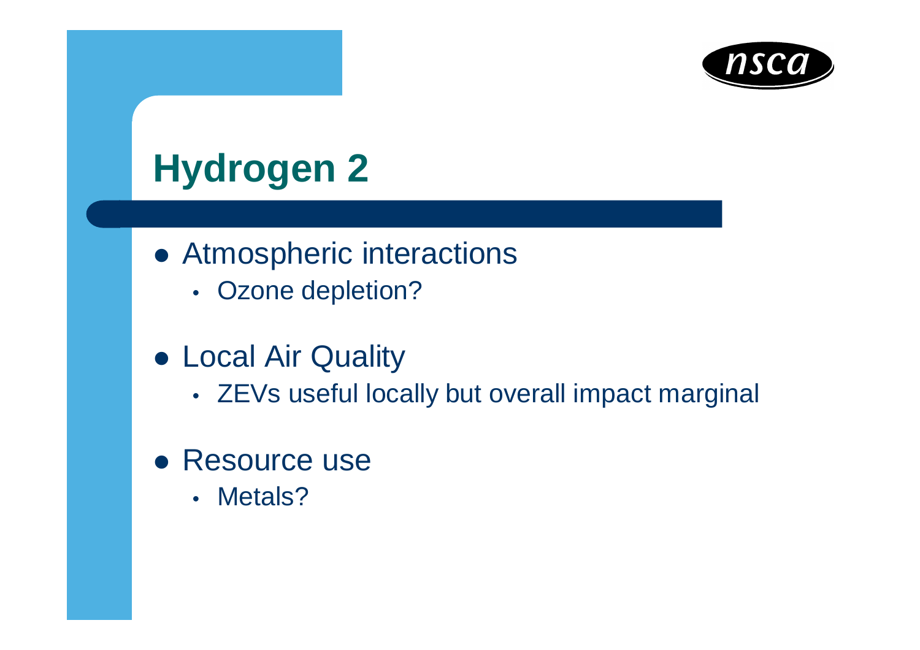# Hydrogen 2

- Atmospheric interactions
  - Ozone depletion?
- Local Air Quality
  - ZEVs useful locally but overall impact marginal
- Resource use
  - Metals?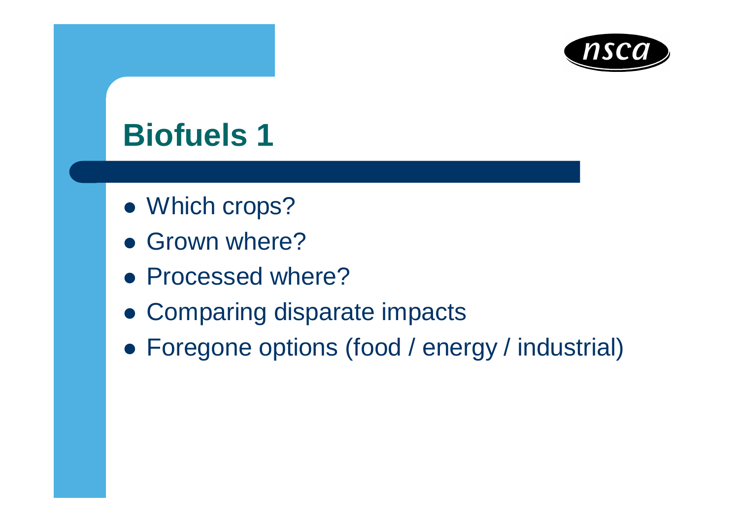# Biofuels 1

- Which crops?
- Grown where?
- Processed where?
- Comparing disparate impacts
- Foregone options (food / energy / industrial)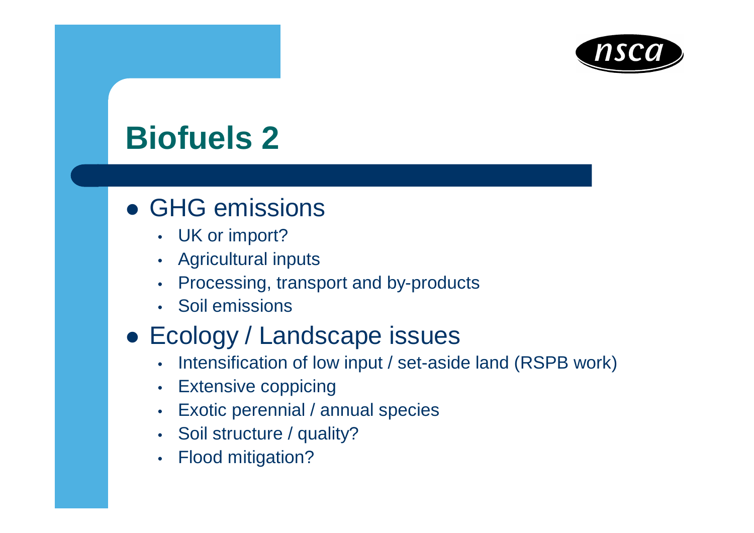# Biofuels 2

- GHG emissions
  - UK or import?
  - Agricultural inputs
  - Processing, transport and by-products
  - Soil emissions
- Ecology / Landscape issues
  - Intensification of low input / set-aside land (RSPB work)
  - Extensive coppicing
  - Exotic perennial / annual species
  - Soil structure / quality?
  - Flood mitigation?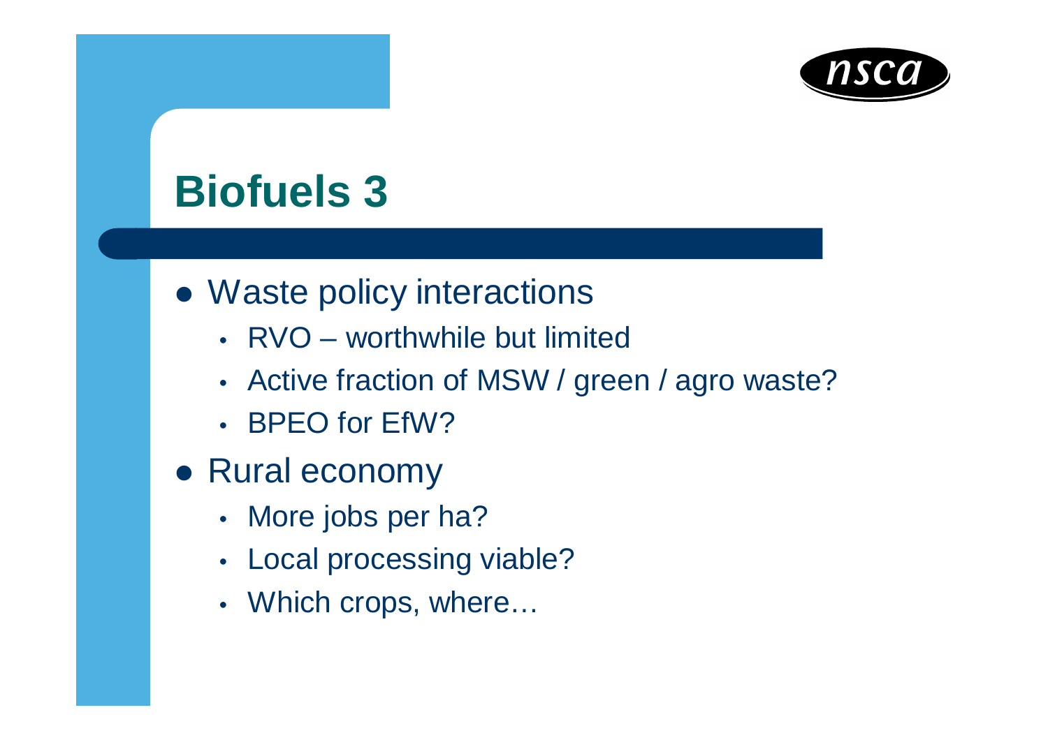# Biofuels 3

- Waste policy interactions
  - RVO – worthwhile but limited
  - Active fraction of MSW / green / agro waste?
  - BPEO for EfW?
- Rural economy
  - More jobs per ha?
  - Local processing viable?
  - Which crops, where…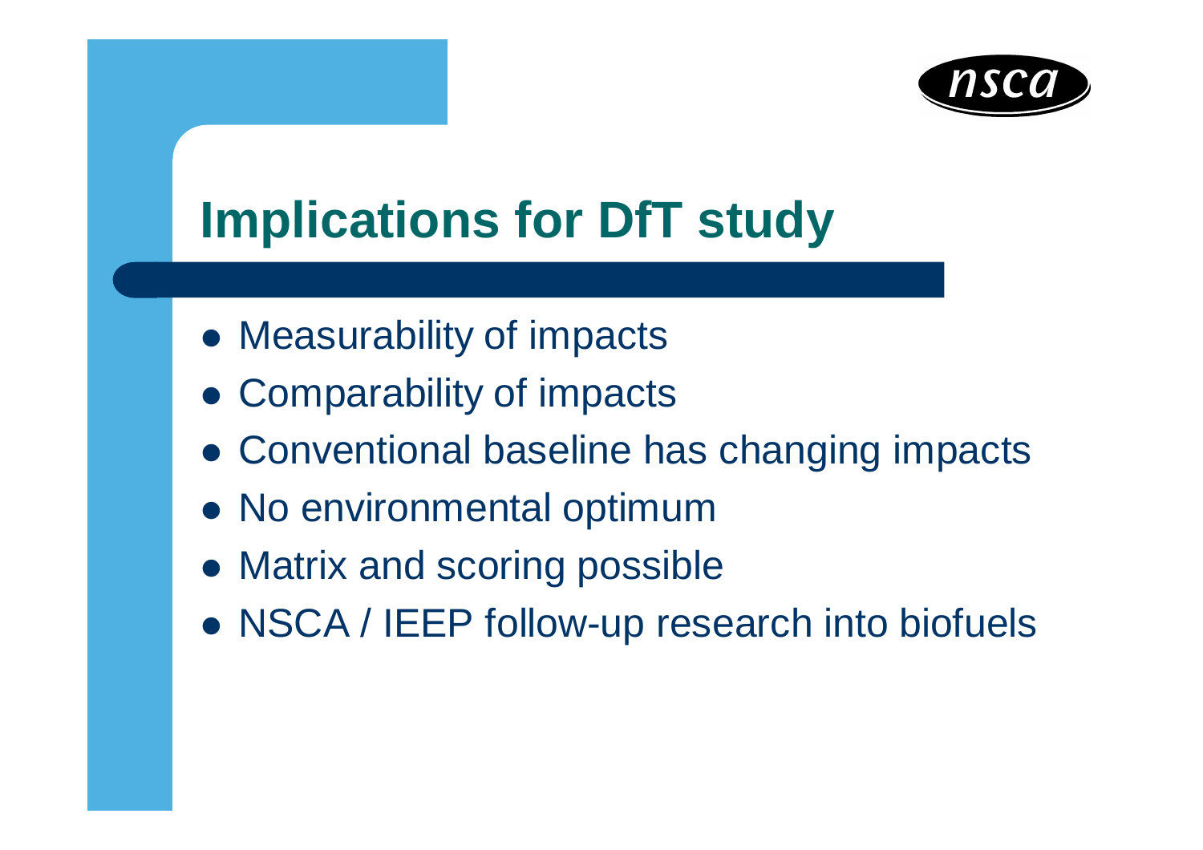# Implications for DfT study

- Measurability of impacts
- Comparability of impacts
- Conventional baseline has changing impacts
- No environmental optimum
- Matrix and scoring possible
- NSCA / IEEP follow-up research into biofuels